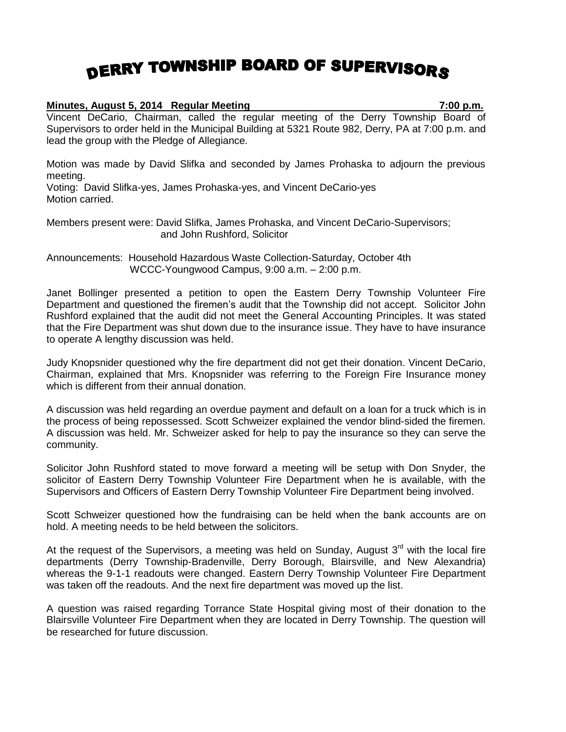# DERRY TOWNSHIP BOARD OF SUPERVISORS

**Minutes, August 5, 2014 Regular Meeting 7:00 p.m.**

Vincent DeCario, Chairman, called the regular meeting of the Derry Township Board of Supervisors to order held in the Municipal Building at 5321 Route 982, Derry, PA at 7:00 p.m. and lead the group with the Pledge of Allegiance.

Motion was made by David Slifka and seconded by James Prohaska to adjourn the previous meeting.
Voting: David Slifka-yes, James Prohaska-yes, and Vincent DeCario-yes
Motion carried.

Members present were: David Slifka, James Prohaska, and Vincent DeCario-Supervisors; and John Rushford, Solicitor

Announcements: Household Hazardous Waste Collection-Saturday, October 4th
WCCC-Youngwood Campus, 9:00 a.m. – 2:00 p.m.

Janet Bollinger presented a petition to open the Eastern Derry Township Volunteer Fire Department and questioned the firemen's audit that the Township did not accept. Solicitor John Rushford explained that the audit did not meet the General Accounting Principles. It was stated that the Fire Department was shut down due to the insurance issue. They have to have insurance to operate A lengthy discussion was held.

Judy Knopsnider questioned why the fire department did not get their donation. Vincent DeCario, Chairman, explained that Mrs. Knopsnider was referring to the Foreign Fire Insurance money which is different from their annual donation.

A discussion was held regarding an overdue payment and default on a loan for a truck which is in the process of being repossessed. Scott Schweizer explained the vendor blind-sided the firemen. A discussion was held. Mr. Schweizer asked for help to pay the insurance so they can serve the community.

Solicitor John Rushford stated to move forward a meeting will be setup with Don Snyder, the solicitor of Eastern Derry Township Volunteer Fire Department when he is available, with the Supervisors and Officers of Eastern Derry Township Volunteer Fire Department being involved.

Scott Schweizer questioned how the fundraising can be held when the bank accounts are on hold. A meeting needs to be held between the solicitors.

At the request of the Supervisors, a meeting was held on Sunday, August 3rd with the local fire departments (Derry Township-Bradenville, Derry Borough, Blairsville, and New Alexandria) whereas the 9-1-1 readouts were changed. Eastern Derry Township Volunteer Fire Department was taken off the readouts. And the next fire department was moved up the list.

A question was raised regarding Torrance State Hospital giving most of their donation to the Blairsville Volunteer Fire Department when they are located in Derry Township. The question will be researched for future discussion.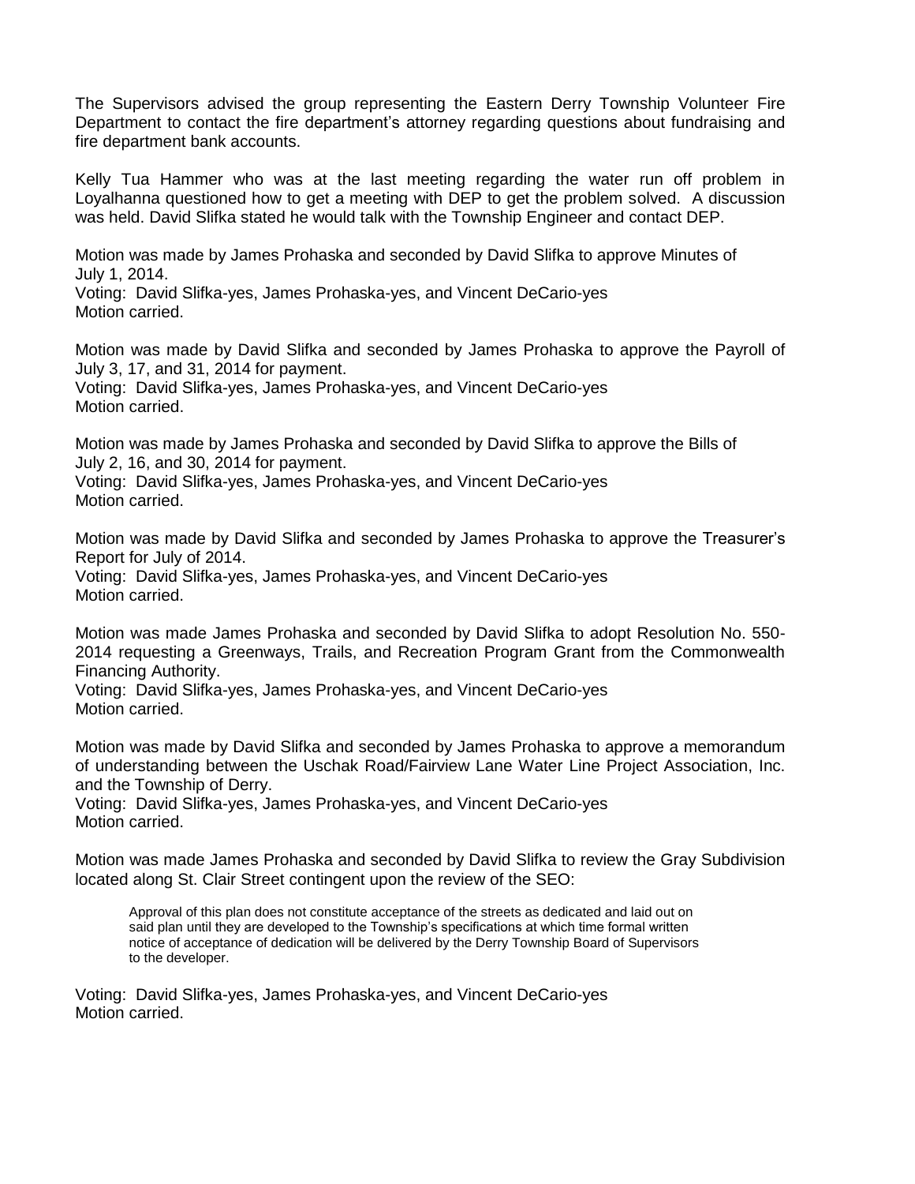The Supervisors advised the group representing the Eastern Derry Township Volunteer Fire Department to contact the fire department's attorney regarding questions about fundraising and fire department bank accounts.

Kelly Tua Hammer who was at the last meeting regarding the water run off problem in Loyalhanna questioned how to get a meeting with DEP to get the problem solved. A discussion was held. David Slifka stated he would talk with the Township Engineer and contact DEP.

Motion was made by James Prohaska and seconded by David Slifka to approve Minutes of July 1, 2014.
Voting: David Slifka-yes, James Prohaska-yes, and Vincent DeCario-yes
Motion carried.

Motion was made by David Slifka and seconded by James Prohaska to approve the Payroll of July 3, 17, and 31, 2014 for payment.
Voting: David Slifka-yes, James Prohaska-yes, and Vincent DeCario-yes
Motion carried.

Motion was made by James Prohaska and seconded by David Slifka to approve the Bills of July 2, 16, and 30, 2014 for payment.
Voting: David Slifka-yes, James Prohaska-yes, and Vincent DeCario-yes
Motion carried.

Motion was made by David Slifka and seconded by James Prohaska to approve the Treasurer's Report for July of 2014.
Voting: David Slifka-yes, James Prohaska-yes, and Vincent DeCario-yes
Motion carried.

Motion was made James Prohaska and seconded by David Slifka to adopt Resolution No. 550-2014 requesting a Greenways, Trails, and Recreation Program Grant from the Commonwealth Financing Authority.
Voting: David Slifka-yes, James Prohaska-yes, and Vincent DeCario-yes
Motion carried.

Motion was made by David Slifka and seconded by James Prohaska to approve a memorandum of understanding between the Uschak Road/Fairview Lane Water Line Project Association, Inc. and the Township of Derry.
Voting: David Slifka-yes, James Prohaska-yes, and Vincent DeCario-yes
Motion carried.

Motion was made James Prohaska and seconded by David Slifka to review the Gray Subdivision located along St. Clair Street contingent upon the review of the SEO:

> Approval of this plan does not constitute acceptance of the streets as dedicated and laid out on said plan until they are developed to the Township's specifications at which time formal written notice of acceptance of dedication will be delivered by the Derry Township Board of Supervisors to the developer.

Voting: David Slifka-yes, James Prohaska-yes, and Vincent DeCario-yes
Motion carried.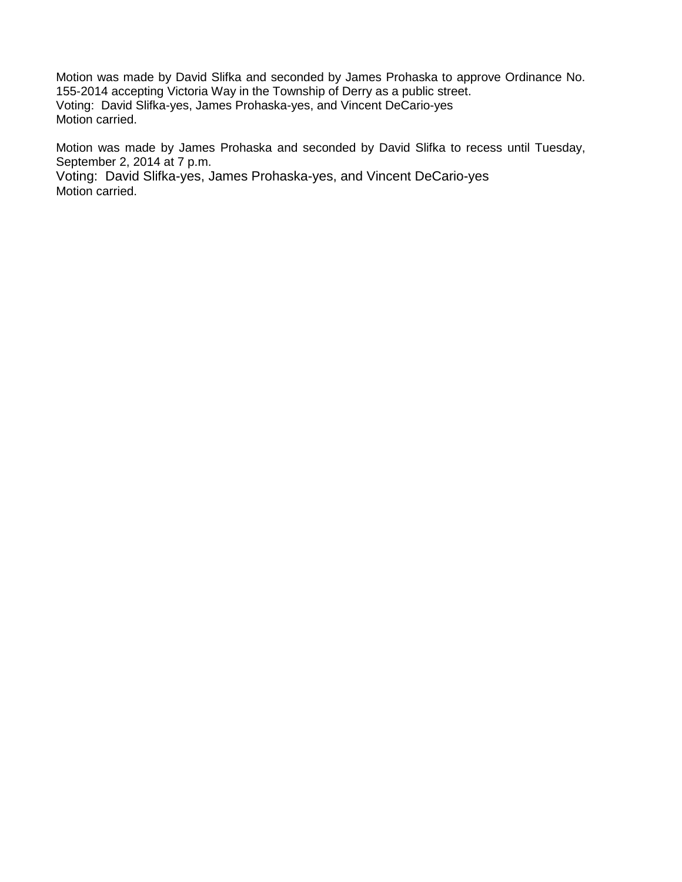Motion was made by David Slifka and seconded by James Prohaska to approve Ordinance No. 155-2014 accepting Victoria Way in the Township of Derry as a public street.
Voting: David Slifka-yes, James Prohaska-yes, and Vincent DeCario-yes
Motion carried.

Motion was made by James Prohaska and seconded by David Slifka to recess until Tuesday, September 2, 2014 at 7 p.m.
Voting: David Slifka-yes, James Prohaska-yes, and Vincent DeCario-yes
Motion carried.